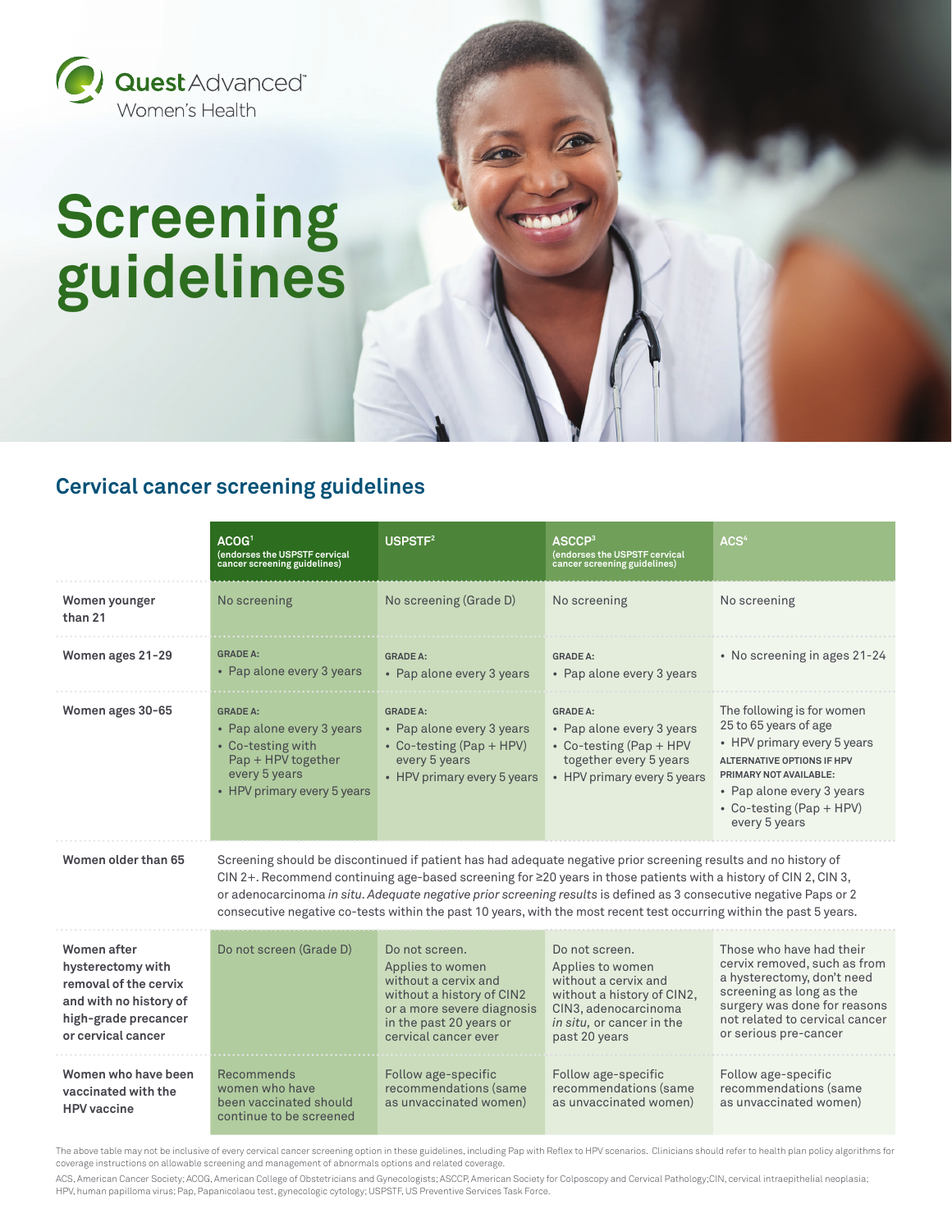Quest Advanced™ Women's Health

# Screening guidelines

## Cervical cancer screening guidelines

| | ACOG[1] (endorses the USPSTF cervical cancer screening guidelines) | USPSTF[2] | ASCCP[3] (endorses the USPSTF cervical cancer screening guidelines) | ACS[4] |
|---|---|---|---|---|
| **Women younger than 21** | No screening | No screening (Grade D) | No screening | No screening |
| **Women ages 21-29** | GRADE A: • Pap alone every 3 years | GRADE A: • Pap alone every 3 years | GRADE A: • Pap alone every 3 years | • No screening in ages 21-24 |
| **Women ages 30-65** | GRADE A: • Pap alone every 3 years • Co-testing with Pap + HPV together every 5 years • HPV primary every 5 years | GRADE A: • Pap alone every 3 years • Co-testing (Pap + HPV) every 5 years • HPV primary every 5 years | GRADE A: • Pap alone every 3 years • Co-testing (Pap + HPV together every 5 years • HPV primary every 5 years | The following is for women 25 to 65 years of age • HPV primary every 5 years ALTERNATIVE OPTIONS IF HPV PRIMARY NOT AVAILABLE: • Pap alone every 3 years • Co-testing (Pap + HPV) every 5 years |
| **Women older than 65** | Screening should be discontinued if patient has had adequate negative prior screening results and no history of CIN 2+. Recommend continuing age-based screening for ≥20 years in those patients with a history of CIN 2, CIN 3, or adenocarcinoma *in situ*. *Adequate negative prior screening results* is defined as 3 consecutive negative Paps or 2 consecutive negative co-tests within the past 10 years, with the most recent test occurring within the past 5 years. | | | |
| **Women after hysterectomy with removal of the cervix and with no history of high-grade precancer or cervical cancer** | Do not screen (Grade D) | Do not screen. Applies to women without a cervix and without a history of CIN2 or a more severe diagnosis in the past 20 years or cervical cancer ever | Do not screen. Applies to women without a cervix and without a history of CIN2, CIN3, adenocarcinoma *in situ,* or cancer in the past 20 years | Those who have had their cervix removed, such as from a hysterectomy, don't need screening as long as the surgery was done for reasons not related to cervical cancer or serious pre-cancer |
| **Women who have been vaccinated with the HPV vaccine** | Recommends women who have been vaccinated should continue to be screened | Follow age-specific recommendations (same as unvaccinated women) | Follow age-specific recommendations (same as unvaccinated women) | Follow age-specific recommendations (same as unvaccinated women) |

The above table may not be inclusive of every cervical cancer screening option in these guidelines, including Pap with Reflex to HPV scenarios. Clinicians should refer to health plan policy algorithms for coverage instructions on allowable screening and management of abnormals options and related coverage.

ACS, American Cancer Society; ACOG, American College of Obstetricians and Gynecologists; ASCCP, American Society for Colposcopy and Cervical Pathology; CIN, cervical intraepithelial neoplasia; HPV, human papilloma virus; Pap, Papanicolaou test, gynecologic cytology; USPSTF, US Preventive Services Task Force.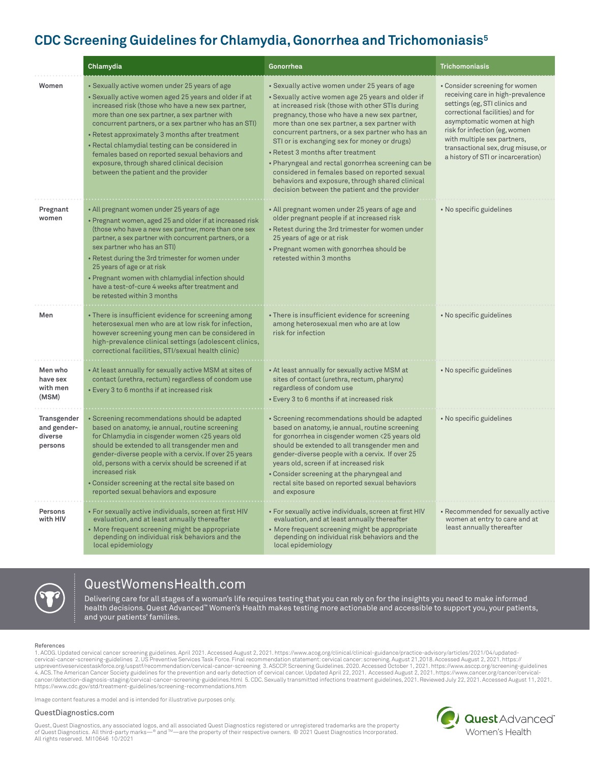## CDC Screening Guidelines for Chlamydia, Gonorrhea and Trichomoniasis[5]

| | Chlamydia | Gonorrhea | Trichomoniasis |
|---|---|---|---|
| **Women** | • Sexually active women under 25 years of age<br>• Sexually active women aged 25 years and older if at increased risk (those who have a new sex partner, more than one sex partner, a sex partner with concurrent partners, or a sex partner who has an STI)<br>• Retest approximately 3 months after treatment<br>• Rectal chlamydial testing can be considered in females based on reported sexual behaviors and exposure, through shared clinical decision between the patient and the provider | • Sexually active women under 25 years of age<br>• Sexually active women age 25 years and older if at increased risk (those with other STIs during pregnancy, those who have a new sex partner, more than one sex partner, a sex partner with concurrent partners, or a sex partner who has an STI or is exchanging sex for money or drugs)<br>• Retest 3 months after treatment<br>• Pharyngeal and rectal gonorrhea screening can be considered in females based on reported sexual behaviors and exposure, through shared clinical decision between the patient and the provider | • Consider screening for women receiving care in high-prevalence settings (eg, STI clinics and correctional facilities) and for asymptomatic women at high risk for infection (eg, women with multiple sex partners, transactional sex, drug misuse, or a history of STI or incarceration) |
| **Pregnant women** | • All pregnant women under 25 years of age<br>• Pregnant women, aged 25 and older if at increased risk (those who have a new sex partner, more than one sex partner, a sex partner with concurrent partners, or a sex partner who has an STI)<br>• Retest during the 3rd trimester for women under 25 years of age or at risk<br>• Pregnant women with chlamydial infection should have a test-of-cure 4 weeks after treatment and be retested within 3 months | • All pregnant women under 25 years of age and older pregnant people if at increased risk<br>• Retest during the 3rd trimester for women under 25 years of age or at risk<br>• Pregnant women with gonorrhea should be retested within 3 months | • No specific guidelines |
| **Men** | • There is insufficient evidence for screening among heterosexual men who are at low risk for infection, however screening young men can be considered in high-prevalence clinical settings (adolescent clinics, correctional facilities, STI/sexual health clinic) | • There is insufficient evidence for screening among heterosexual men who are at low risk for infection | • No specific guidelines |
| **Men who have sex with men (MSM)** | • At least annually for sexually active MSM at sites of contact (urethra, rectum) regardless of condom use<br>• Every 3 to 6 months if at increased risk | • At least annually for sexually active MSM at sites of contact (urethra, rectum, pharynx) regardless of condom use<br>• Every 3 to 6 months if at increased risk | • No specific guidelines |
| **Transgender and gender-diverse persons** | • Screening recommendations should be adapted based on anatomy, ie annual, routine screening for Chlamydia in cisgender women <25 years old should be extended to all transgender men and gender-diverse people with a cervix. If over 25 years old, persons with a cervix should be screened if at increased risk<br>• Consider screening at the rectal site based on reported sexual behaviors and exposure | • Screening recommendations should be adapted based on anatomy, ie annual, routine screening for gonorrhea in cisgender women <25 years old should be extended to all transgender men and gender-diverse people with a cervix. If over 25 years old, screen if at increased risk<br>• Consider screening at the pharyngeal and rectal site based on reported sexual behaviors and exposure | • No specific guidelines |
| **Persons with HIV** | • For sexually active individuals, screen at first HIV evaluation, and at least annually thereafter<br>• More frequent screening might be appropriate depending on individual risk behaviors and the local epidemiology | • For sexually active individuals, screen at first HIV evaluation, and at least annually thereafter<br>• More frequent screening might be appropriate depending on individual risk behaviors and the local epidemiology | • Recommended for sexually active women at entry to care and at least annually thereafter |

## QuestWomensHealth.com

Delivering care for all stages of a woman's life requires testing that you can rely on for the insights you need to make informed health decisions. Quest Advanced™ Women's Health makes testing more actionable and accessible to support you, your patients, and your patients' families.

References

1. ACOG. Updated cervical cancer screening guidelines. April 2021. Accessed August 2, 2021. https://www.acog.org/clinical/clinical-guidance/practice-advisory/articles/2021/04/updated-cervical-cancer-screening-guidelines 2. US Preventive Services Task Force. Final recommendation statement: cervical cancer: screening. August 21,2018. Accessed August 2, 2021. https://uspreventiveservicestaskforce.org/uspstf/recommendation/cervical-cancer-screening 3. ASCCP. Screening Guidelines. 2020. Accessed October 1, 2021. https://www.asccp.org/screening-guidelines 4. ACS. The American Cancer Society guidelines for the prevention and early detection of cervical cancer. Updated April 22, 2021. Accessed August 2, 2021. https://www.cancer.org/cancer/cervical-cancer/detection-diagnosis-staging/cervical-cancer-screening-guidelines.html 5. CDC. Sexually transmitted infections treatment guidelines, 2021. Reviewed July 22, 2021. Accessed August 11, 2021. https://www.cdc.gov/std/treatment-guidelines/screening-recommendations.htm

Image content features a model and is intended for illustrative purposes only.

QuestDiagnostics.com

Quest, Quest Diagnostics, any associated logos, and all associated Quest Diagnostics registered or unregistered trademarks are the property of Quest Diagnostics. All third-party marks—® and ™—are the property of their respective owners. © 2021 Quest Diagnostics Incorporated. All rights reserved. MI10646 10/2021

Quest Advanced™ Women's Health